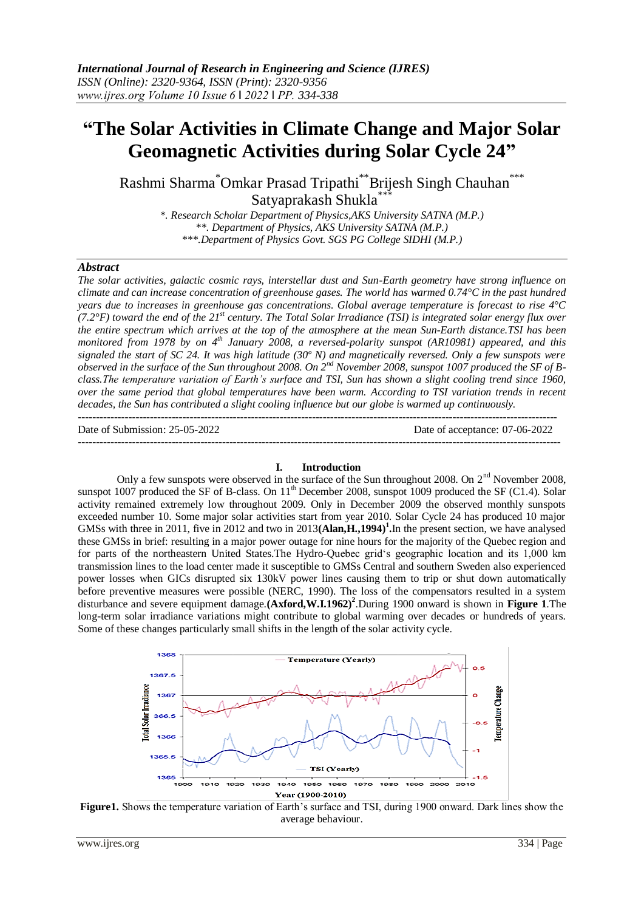# "The Solar Activities in Climate Change and Major Solar Geomagnetic Activities during Solar Cycle 24"

Rashmi Sharma[*] Omkar Prasad Tripathi[**] Brijesh Singh Chauhan[***] Satyaprakash Shukla[***]

*\*. Research Scholar Department of Physics,AKS University SATNA (M.P.)*
*\*\*. Department of Physics, AKS University SATNA (M.P.)*
*\*\*\*.Department of Physics Govt. SGS PG College SIDHI (M.P.)*

### Abstract

*The solar activities, galactic cosmic rays, interstellar dust and Sun-Earth geometry have strong influence on climate and can increase concentration of greenhouse gases. The world has warmed 0.74°C in the past hundred years due to increases in greenhouse gas concentrations. Global average temperature is forecast to rise 4°C (7.2°F) toward the end of the 21st century. The Total Solar Irradiance (TSI) is integrated solar energy flux over the entire spectrum which arrives at the top of the atmosphere at the mean Sun-Earth distance.TSI has been monitored from 1978 by on 4th January 2008, a reversed-polarity sunspot (AR10981) appeared, and this signaled the start of SC 24. It was high latitude (30º N) and magnetically reversed. Only a few sunspots were observed in the surface of the Sun throughout 2008. On 2nd November 2008, sunspot 1007 produced the SF of B-class.The temperature variation of Earth's surface and TSI, Sun has shown a slight cooling trend since 1960, over the same period that global temperatures have been warming. According to TSI variation trends in recent decades, the Sun has contributed a slight cooling influence but our globe is warmed up continuously.*

---

Date of Submission: 25-05-2022 Date of acceptance: 07-06-2022

---

## I. Introduction

Only a few sunspots were observed in the surface of the Sun throughout 2008. On 2nd November 2008, sunspot 1007 produced the SF of B-class. On 11th December 2008, sunspot 1009 produced the SF (C1.4). Solar activity remained extremely low throughout 2009. Only in December 2009 the observed monthly sunspots exceeded number 10. Some major solar activities start from year 2010. Solar Cycle 24 has produced 10 major GMSs with three in 2011, five in 2012 and two in 2013**(Alan,H.,1994)**[1].In the present section, we have analysed these GMSs in brief: resulting in a major power outage for nine hours for the majority of the Quebec region and for parts of the northeastern United States.The Hydro-Quebec grid's geographic location and its 1,000 km transmission lines to the load center made it susceptible to GMSs Central and southern Sweden also experienced power losses when GICs disrupted six 130kV power lines causing them to trip or shut down automatically before preventive measures were possible (NERC, 1990). The loss of the compensators resulted in a system disturbance and severe equipment damage.**(Axford,W.I.1962)**[2].During 1900 onward is shown in **Figure 1**.The long-term solar irradiance variations might contribute to global warming over decades or hundreds of years. Some of these changes particularly small shifts in the length of the solar activity cycle.

**Figure1.** Shows the temperature variation of Earth's surface and TSI, during 1900 onward. Dark lines show the average behaviour.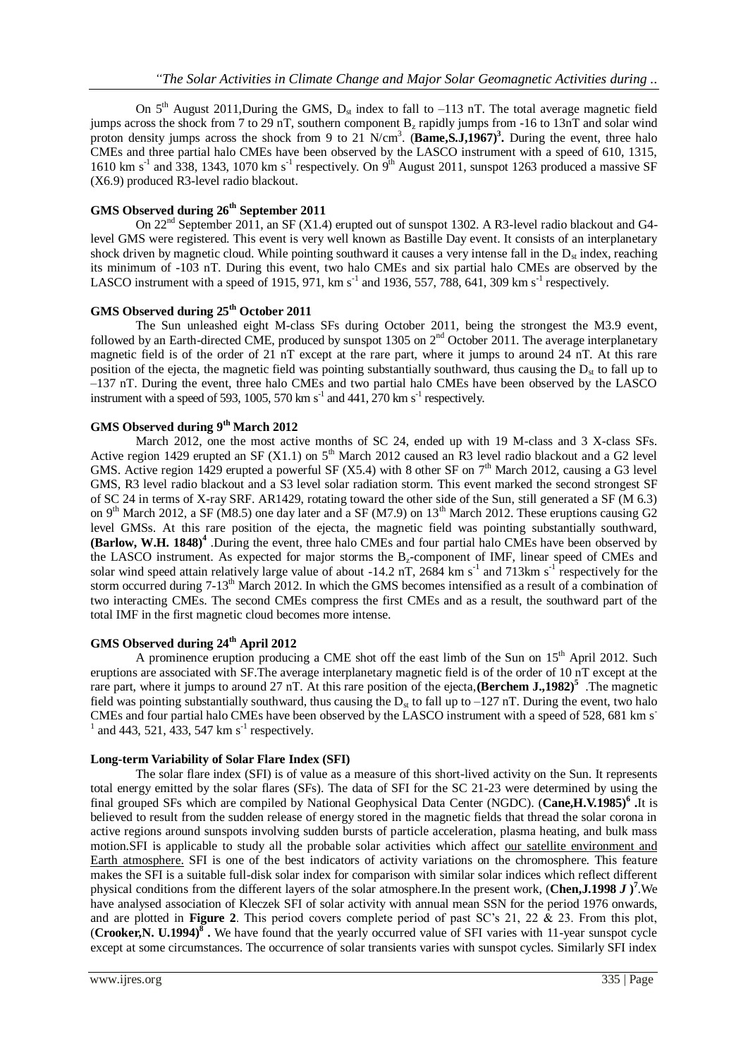On 5th August 2011,During the GMS, $D_{st}$ index to fall to –113 nT. The total average magnetic field jumps across the shock from 7 to 29 nT, southern component $B_z$ rapidly jumps from -16 to 13nT and solar wind proton density jumps across the shock from 9 to 21 N/cm$^3$. (**Bame,S.J,1967)[3].** During the event, three halo CMEs and three partial halo CMEs have been observed by the LASCO instrument with a speed of 610, 1315, 1610 km s$^{-1}$ and 338, 1343, 1070 km s$^{-1}$ respectively. On 9th August 2011, sunspot 1263 produced a massive SF (X6.9) produced R3-level radio blackout.

## GMS Observed during 26th September 2011

On 22nd September 2011, an SF (X1.4) erupted out of sunspot 1302. A R3-level radio blackout and G4-level GMS were registered. This event is very well known as Bastille Day event. It consists of an interplanetary shock driven by magnetic cloud. While pointing southward it causes a very intense fall in the $D_{st}$ index, reaching its minimum of -103 nT. During this event, two halo CMEs and six partial halo CMEs are observed by the LASCO instrument with a speed of 1915, 971, km s$^{-1}$ and 1936, 557, 788, 641, 309 km s$^{-1}$ respectively.

## GMS Observed during 25th October 2011

The Sun unleashed eight M-class SFs during October 2011, being the strongest the M3.9 event, followed by an Earth-directed CME, produced by sunspot 1305 on 2nd October 2011. The average interplanetary magnetic field is of the order of 21 nT except at the rare part, where it jumps to around 24 nT. At this rare position of the ejecta, the magnetic field was pointing substantially southward, thus causing the $D_{st}$ to fall up to –137 nT. During the event, three halo CMEs and two partial halo CMEs have been observed by the LASCO instrument with a speed of 593, 1005, 570 km s$^{-1}$ and 441, 270 km s$^{-1}$ respectively.

## GMS Observed during 9th March 2012

March 2012, one the most active months of SC 24, ended up with 19 M-class and 3 X-class SFs. Active region 1429 erupted an SF (X1.1) on 5th March 2012 caused an R3 level radio blackout and a G2 level GMS. Active region 1429 erupted a powerful SF (X5.4) with 8 other SF on 7th March 2012, causing a G3 level GMS, R3 level radio blackout and a S3 level solar radiation storm. This event marked the second strongest SF of SC 24 in terms of X-ray SRF. AR1429, rotating toward the other side of the Sun, still generated a SF (M 6.3) on 9th March 2012, a SF (M8.5) one day later and a SF (M7.9) on 13th March 2012. These eruptions causing G2 level GMSs. At this rare position of the ejecta, the magnetic field was pointing substantially southward, **(Barlow, W.H. 1848)[4]** .During the event, three halo CMEs and four partial halo CMEs have been observed by the LASCO instrument. As expected for major storms the $B_z$-component of IMF, linear speed of CMEs and solar wind speed attain relatively large value of about -14.2 nT, 2684 km s$^{-1}$ and 713km s$^{-1}$ respectively for the storm occurred during 7-13th March 2012. In which the GMS becomes intensified as a result of a combination of two interacting CMEs. The second CMEs compress the first CMEs and as a result, the southward part of the total IMF in the first magnetic cloud becomes more intense.

## GMS Observed during 24th April 2012

A prominence eruption producing a CME shot off the east limb of the Sun on 15th April 2012. Such eruptions are associated with SF.The average interplanetary magnetic field is of the order of 10 nT except at the rare part, where it jumps to around 27 nT. At this rare position of the ejecta,**(Berchem J.,1982)[5]** .The magnetic field was pointing substantially southward, thus causing the $D_{st}$ to fall up to –127 nT. During the event, two halo CMEs and four partial halo CMEs have been observed by the LASCO instrument with a speed of 528, 681 km s$^{-1}$ and 443, 521, 433, 547 km s$^{-1}$ respectively.

## Long-term Variability of Solar Flare Index (SFI)

The solar flare index (SFI) is of value as a measure of this short-lived activity on the Sun. It represents total energy emitted by the solar flares (SFs). The data of SFI for the SC 21-23 were determined by using the final grouped SFs which are compiled by National Geophysical Data Center (NGDC). (**Cane,H.V.1985)[6]** .It is believed to result from the sudden release of energy stored in the magnetic fields that thread the solar corona in active regions around sunspots involving sudden bursts of particle acceleration, plasma heating, and bulk mass motion.SFI is applicable to study all the probable solar activities which affect our satellite environment and Earth atmosphere. SFI is one of the best indicators of activity variations on the chromosphere. This feature makes the SFI is a suitable full-disk solar index for comparison with similar solar indices which reflect different physical conditions from the different layers of the solar atmosphere.In the present work, (**Chen,J.1998 *J* )[7]**.We have analysed association of Kleczek SFI of solar activity with annual mean SSN for the period 1976 onwards, and are plotted in **Figure 2**. This period covers complete period of past SC's 21, 22 & 23. From this plot, (**Crooker,N. U.1994)[8]** . We have found that the yearly occurred value of SFI varies with 11-year sunspot cycle except at some circumstances. The occurrence of solar transients varies with sunspot cycles. Similarly SFI index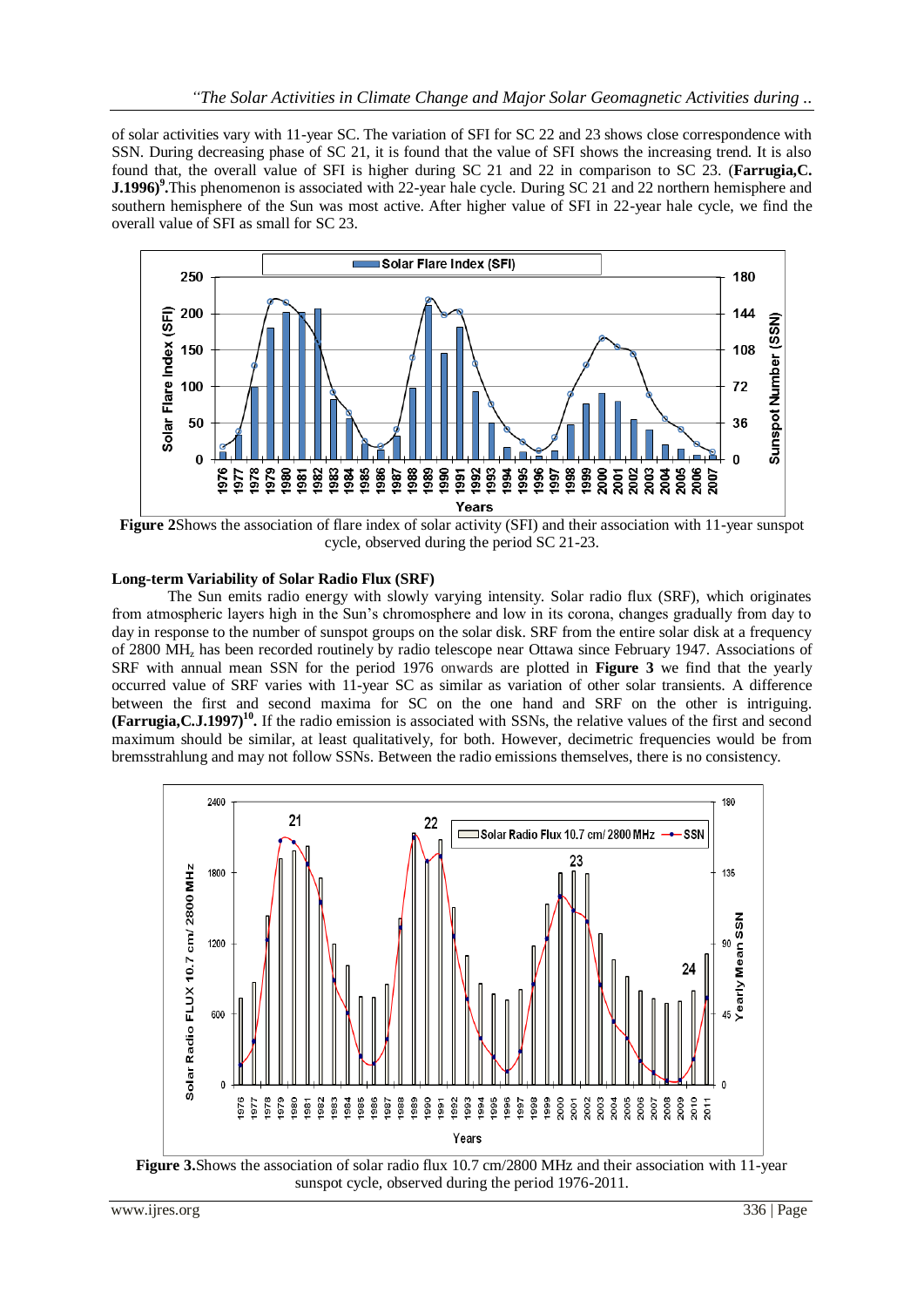of solar activities vary with 11-year SC. The variation of SFI for SC 22 and 23 shows close correspondence with SSN. During decreasing phase of SC 21, it is found that the value of SFI shows the increasing trend. It is also found that, the overall value of SFI is higher during SC 21 and 22 in comparison to SC 23. (**Farrugia,C. J.1996)[9].**This phenomenon is associated with 22-year hale cycle. During SC 21 and 22 northern hemisphere and southern hemisphere of the Sun was most active. After higher value of SFI in 22-year hale cycle, we find the overall value of SFI as small for SC 23.

**Figure 2**Shows the association of flare index of solar activity (SFI) and their association with 11-year sunspot cycle, observed during the period SC 21-23.

### Long-term Variability of Solar Radio Flux (SRF)

The Sun emits radio energy with slowly varying intensity. Solar radio flux (SRF), which originates from atmospheric layers high in the Sun's chromosphere and low in its corona, changes gradually from day to day in response to the number of sunspot groups on the solar disk. SRF from the entire solar disk at a frequency of 2800 $MH_z$ has been recorded routinely by radio telescope near Ottawa since February 1947. Associations of SRF with annual mean SSN for the period 1976 onwards are plotted in **Figure 3** we find that the yearly occurred value of SRF varies with 11-year SC as similar as variation of other solar transients. A difference between the first and second maxima for SC on the one hand and SRF on the other is intriguing. **(Farrugia,C.J.1997)[10].** If the radio emission is associated with SSNs, the relative values of the first and second maximum should be similar, at least qualitatively, for both. However, decimetric frequencies would be from bremsstrahlung and may not follow SSNs. Between the radio emissions themselves, there is no consistency.

**Figure 3.**Shows the association of solar radio flux 10.7 cm/2800 MHz and their association with 11-year sunspot cycle, observed during the period 1976-2011.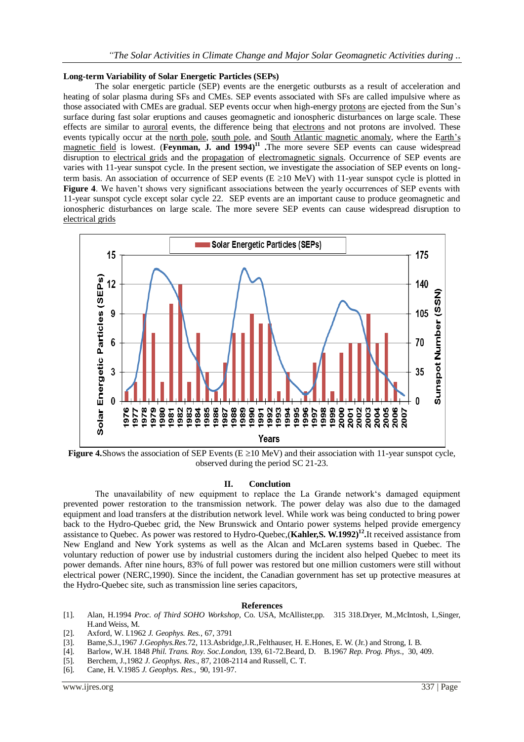## Long-term Variability of Solar Energetic Particles (SEPs)

The solar energetic particle (SEP) events are the energetic outbursts as a result of acceleration and heating of solar plasma during SFs and CMEs. SEP events associated with SFs are called impulsive where as those associated with CMEs are gradual. SEP events occur when high-energy protons are ejected from the Sun's surface during fast solar eruptions and causes geomagnetic and ionospheric disturbances on large scale. These effects are similar to auroral events, the difference being that electrons and not protons are involved. These events typically occur at the north pole, south pole, and South Atlantic magnetic anomaly, where the Earth's magnetic field is lowest. (**Feynman, J. and 1994)**[11] **.**The more severe SEP events can cause widespread disruption to electrical grids and the propagation of electromagnetic signals. Occurrence of SEP events are varies with 11-year sunspot cycle. In the present section, we investigate the association of SEP events on long-term basis. An association of occurrence of SEP events (E ≥10 MeV) with 11-year sunspot cycle is plotted in **Figure 4**. We haven't shows very significant associations between the yearly occurrences of SEP events with 11-year sunspot cycle except solar cycle 22. SEP events are an important cause to produce geomagnetic and ionospheric disturbances on large scale. The more severe SEP events can cause widespread disruption to electrical grids

**Figure 4.**Shows the association of SEP Events (E ≥10 MeV) and their association with 11-year sunspot cycle, observed during the period SC 21-23.

## II. Conclution

The unavailability of new equipment to replace the La Grande network's damaged equipment prevented power restoration to the transmission network. The power delay was also due to the damaged equipment and load transfers at the distribution network level. While work was being conducted to bring power back to the Hydro-Quebec grid, the New Brunswick and Ontario power systems helped provide emergency assistance to Quebec. As power was restored to Hydro-Quebec,(**Kahler,S. W.1992)**[12]**.**It received assistance from New England and New York systems as well as the Alcan and McLaren systems based in Quebec. The voluntary reduction of power use by industrial customers during the incident also helped Quebec to meet its power demands. After nine hours, 83% of full power was restored but one million customers were still without electrical power (NERC,1990). Since the incident, the Canadian government has set up protective measures at the Hydro-Quebec site, such as transmission line series capacitors,

## References

[1]. Alan, H.1994 *Proc. of Third SOHO Workshop*, Co. USA, McAllister,pp. 315 318.Dryer, M.,McIntosh, I.,Singer, H.and Weiss, M.

[2]. Axford, W. I.1962 *J. Geophys. Res.*, 67, 3791

[3]. Bame,S.J.,1967 *J.Geophys.Res.*72, 113.Asbridge,J.R.,Felthauser, H. E.Hones, E. W. (Jr.) and Strong, I. B.

[4]. Barlow, W.H. 1848 *Phil. Trans. Roy. Soc.London*, 139, 61-72.Beard, D. B.1967 *Rep. Prog. Phys.*, 30, 409.

[5]. Berchem, J.,1982 *J. Geophys. Res.*, 87, 2108-2114 and Russell, C. T.

[6]. Cane, H. V.1985 *J. Geophys. Res.*, 90, 191-97.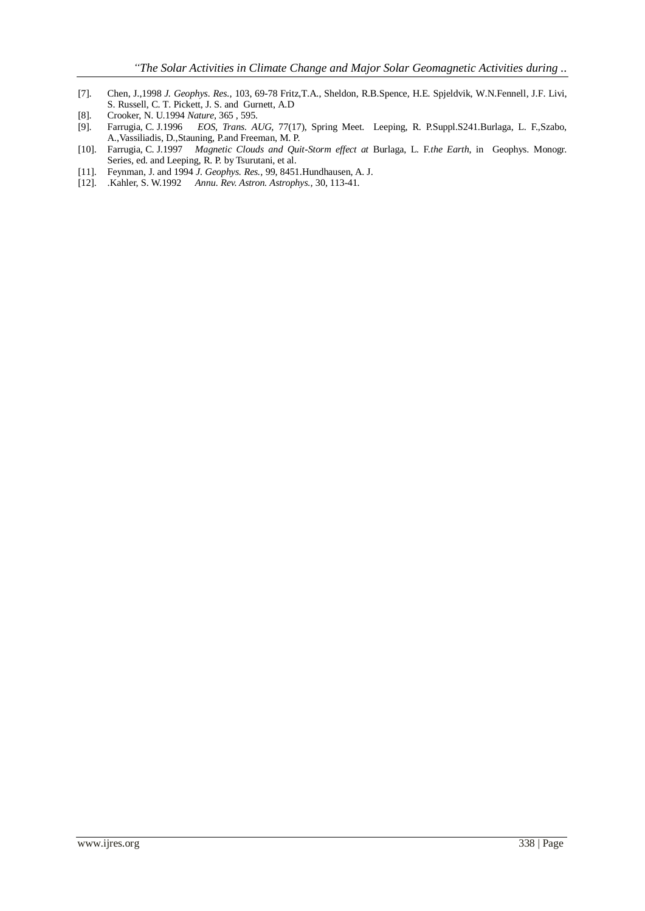[7]. Chen, J.,1998 *J. Geophys. Res.,* 103, 69-78 Fritz,T.A., Sheldon, R.B.Spence, H.E. Spjeldvik, W.N.Fennell, J.F. Livi, S. Russell, C. T. Pickett, J. S. and Gurnett, A.D

[8]. Crooker, N. U.1994 *Nature*, 365 , 595.

[9]. Farrugia, C. J.1996 *EOS, Trans. AUG,* 77(17), Spring Meet. Leeping, R. P.Suppl.S241.Burlaga, L. F.,Szabo, A.,Vassiliadis, D.,Stauning, P.and Freeman, M. P.

[10]. Farrugia, C. J.1997 *Magnetic Clouds and Quit-Storm effect at* Burlaga, L. F.*the Earth*, in Geophys. Monogr. Series, ed. and Leeping, R. P. by Tsurutani, et al.

[11]. Feynman, J. and 1994 *J. Geophys. Res.,* 99, 8451.Hundhausen, A. J.

[12]. .Kahler, S. W.1992 *Annu. Rev. Astron. Astrophys.,* 30, 113-41.